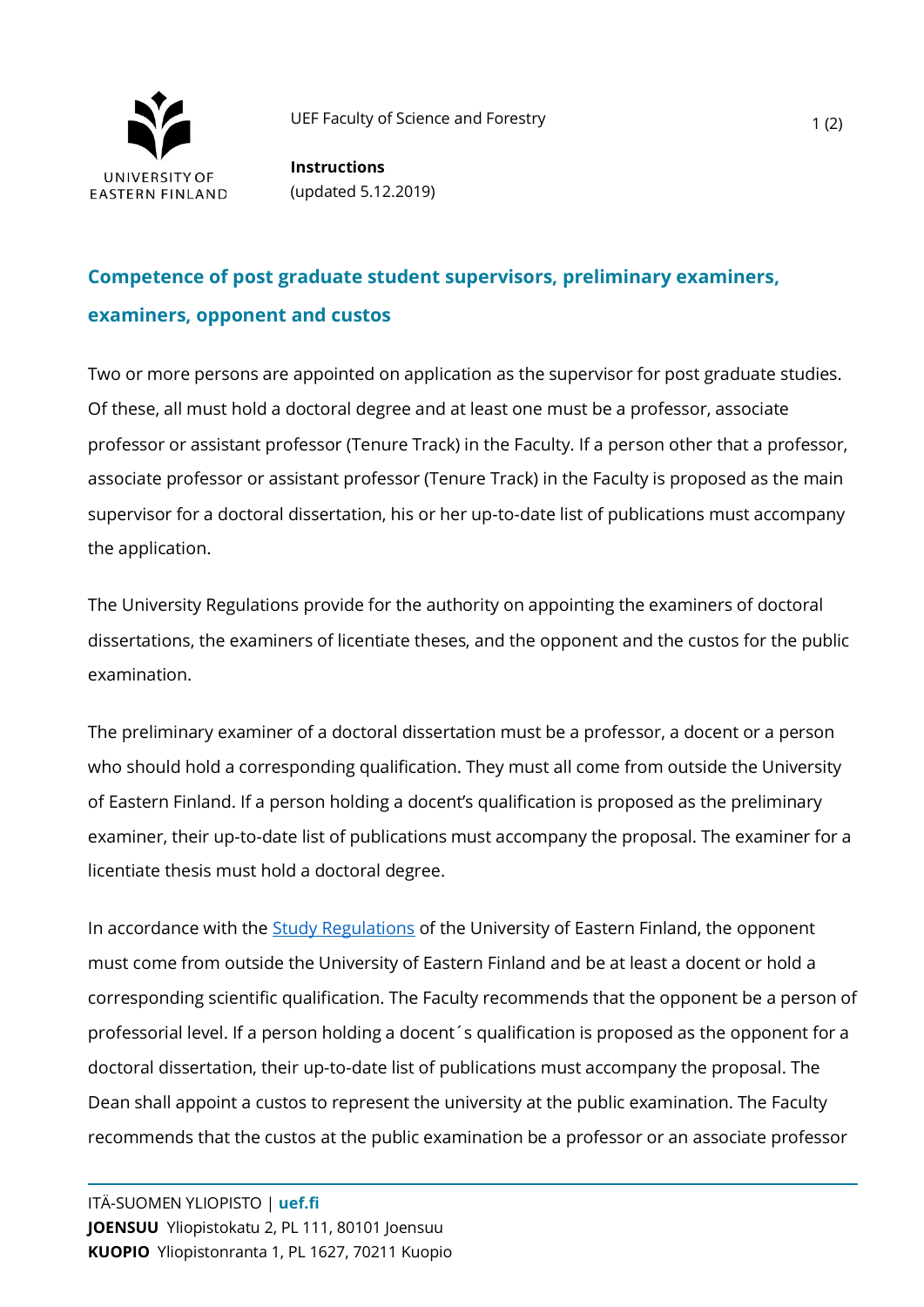UEF Faculty of Science and Forestry

**Instructions**
(updated 5.12.2019)

## Competence of post graduate student supervisors, preliminary examiners, examiners, opponent and custos

Two or more persons are appointed on application as the supervisor for post graduate studies. Of these, all must hold a doctoral degree and at least one must be a professor, associate professor or assistant professor (Tenure Track) in the Faculty. If a person other that a professor, associate professor or assistant professor (Tenure Track) in the Faculty is proposed as the main supervisor for a doctoral dissertation, his or her up-to-date list of publications must accompany the application.

The University Regulations provide for the authority on appointing the examiners of doctoral dissertations, the examiners of licentiate theses, and the opponent and the custos for the public examination.

The preliminary examiner of a doctoral dissertation must be a professor, a docent or a person who should hold a corresponding qualification. They must all come from outside the University of Eastern Finland. If a person holding a docent's qualification is proposed as the preliminary examiner, their up-to-date list of publications must accompany the proposal. The examiner for a licentiate thesis must hold a doctoral degree.

In accordance with the Study Regulations of the University of Eastern Finland, the opponent must come from outside the University of Eastern Finland and be at least a docent or hold a corresponding scientific qualification. The Faculty recommends that the opponent be a person of professorial level. If a person holding a docent´s qualification is proposed as the opponent for a doctoral dissertation, their up-to-date list of publications must accompany the proposal. The Dean shall appoint a custos to represent the university at the public examination. The Faculty recommends that the custos at the public examination be a professor or an associate professor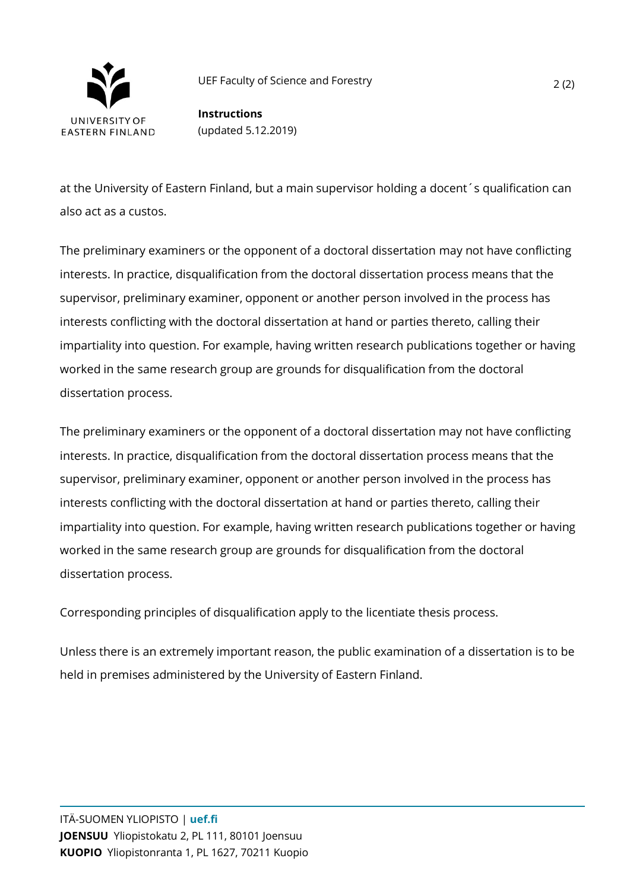at the University of Eastern Finland, but a main supervisor holding a docent´s qualification can also act as a custos.

The preliminary examiners or the opponent of a doctoral dissertation may not have conflicting interests. In practice, disqualification from the doctoral dissertation process means that the supervisor, preliminary examiner, opponent or another person involved in the process has interests conflicting with the doctoral dissertation at hand or parties thereto, calling their impartiality into question. For example, having written research publications together or having worked in the same research group are grounds for disqualification from the doctoral dissertation process.

The preliminary examiners or the opponent of a doctoral dissertation may not have conflicting interests. In practice, disqualification from the doctoral dissertation process means that the supervisor, preliminary examiner, opponent or another person involved in the process has interests conflicting with the doctoral dissertation at hand or parties thereto, calling their impartiality into question. For example, having written research publications together or having worked in the same research group are grounds for disqualification from the doctoral dissertation process.

Corresponding principles of disqualification apply to the licentiate thesis process.

Unless there is an extremely important reason, the public examination of a dissertation is to be held in premises administered by the University of Eastern Finland.